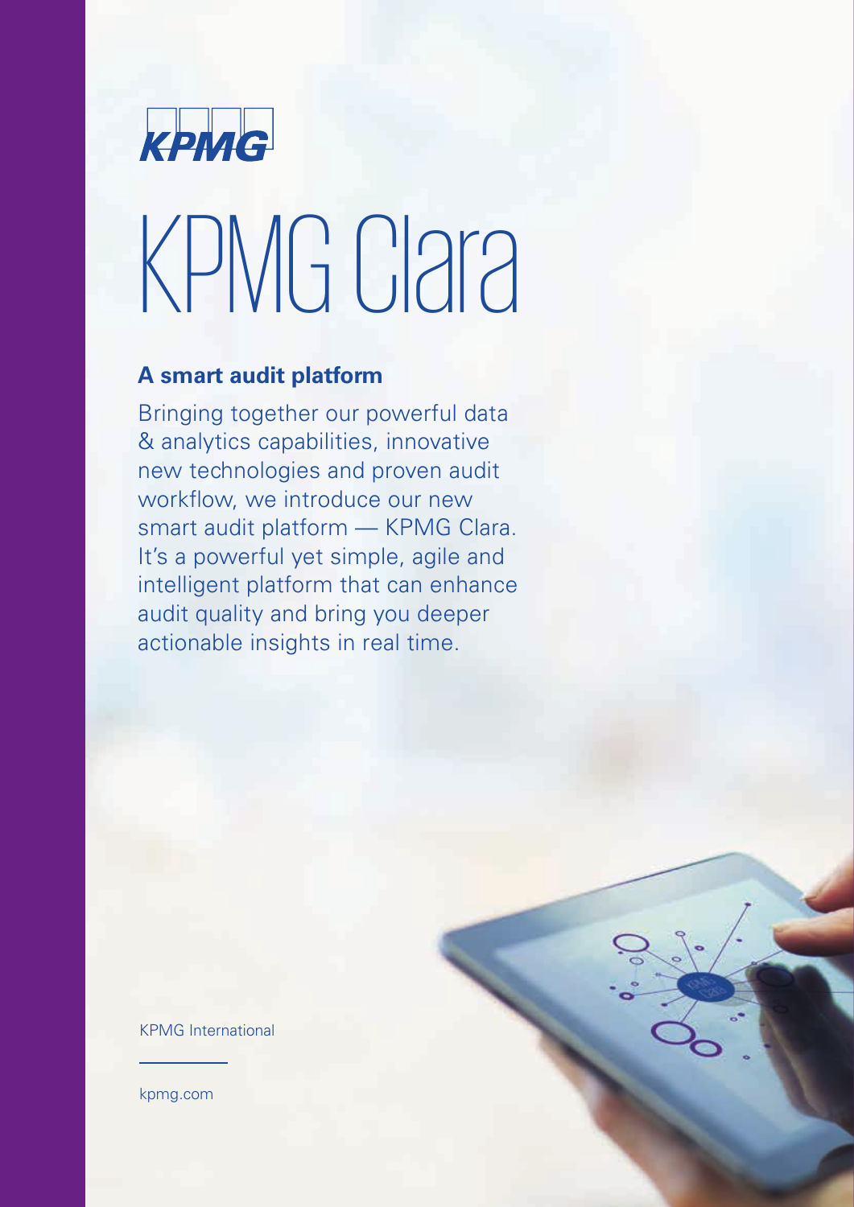KPMG

# KPMG Clara

## A smart audit platform

Bringing together our powerful data & analytics capabilities, innovative new technologies and proven audit workflow, we introduce our new smart audit platform — KPMG Clara. It's a powerful yet simple, agile and intelligent platform that can enhance audit quality and bring you deeper actionable insights in real time.

KPMG International

kpmg.com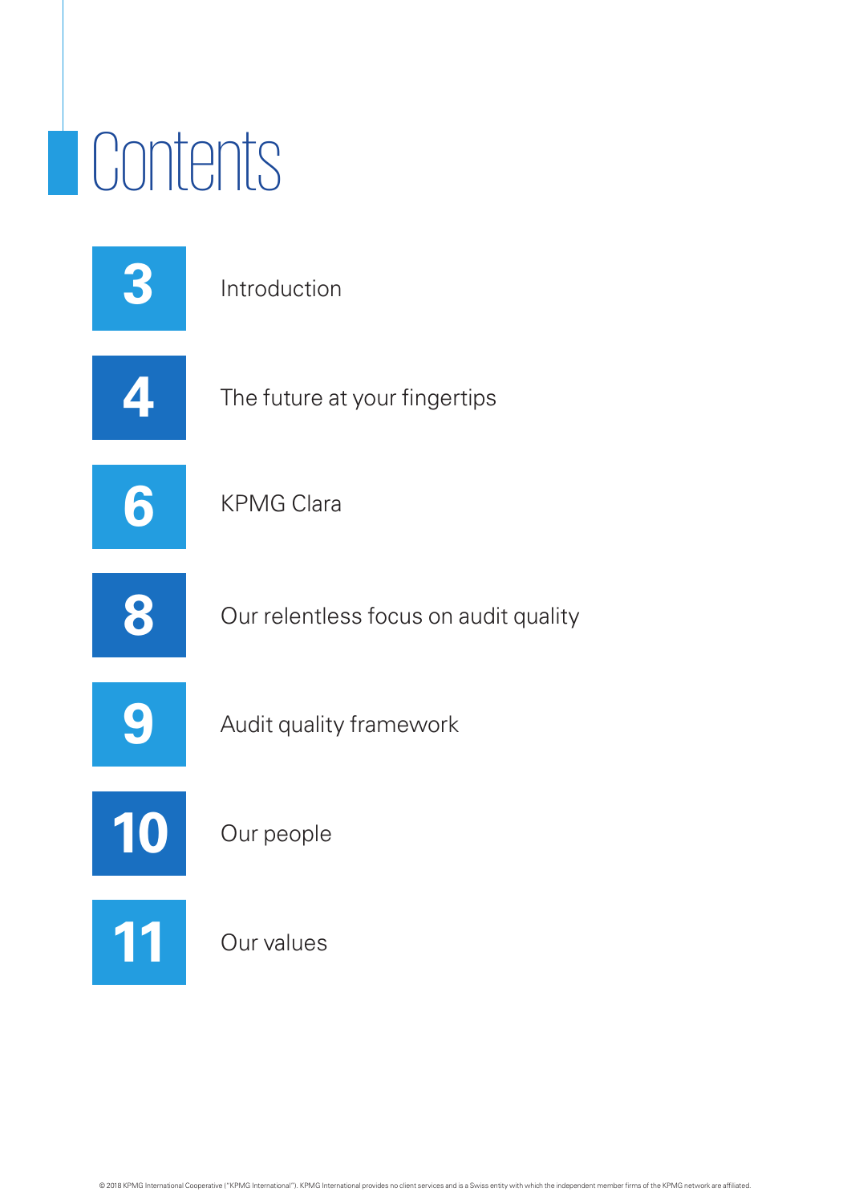# Contents

| | |
|---|---|
| 3 | Introduction |
| 4 | The future at your fingertips |
| 6 | KPMG Clara |
| 8 | Our relentless focus on audit quality |
| 9 | Audit quality framework |
| 10 | Our people |
| 11 | Our values |

© 2018 KPMG International Cooperative ("KPMG International"). KPMG International provides no client services and is a Swiss entity with which the independent member firms of the KPMG network are affiliated.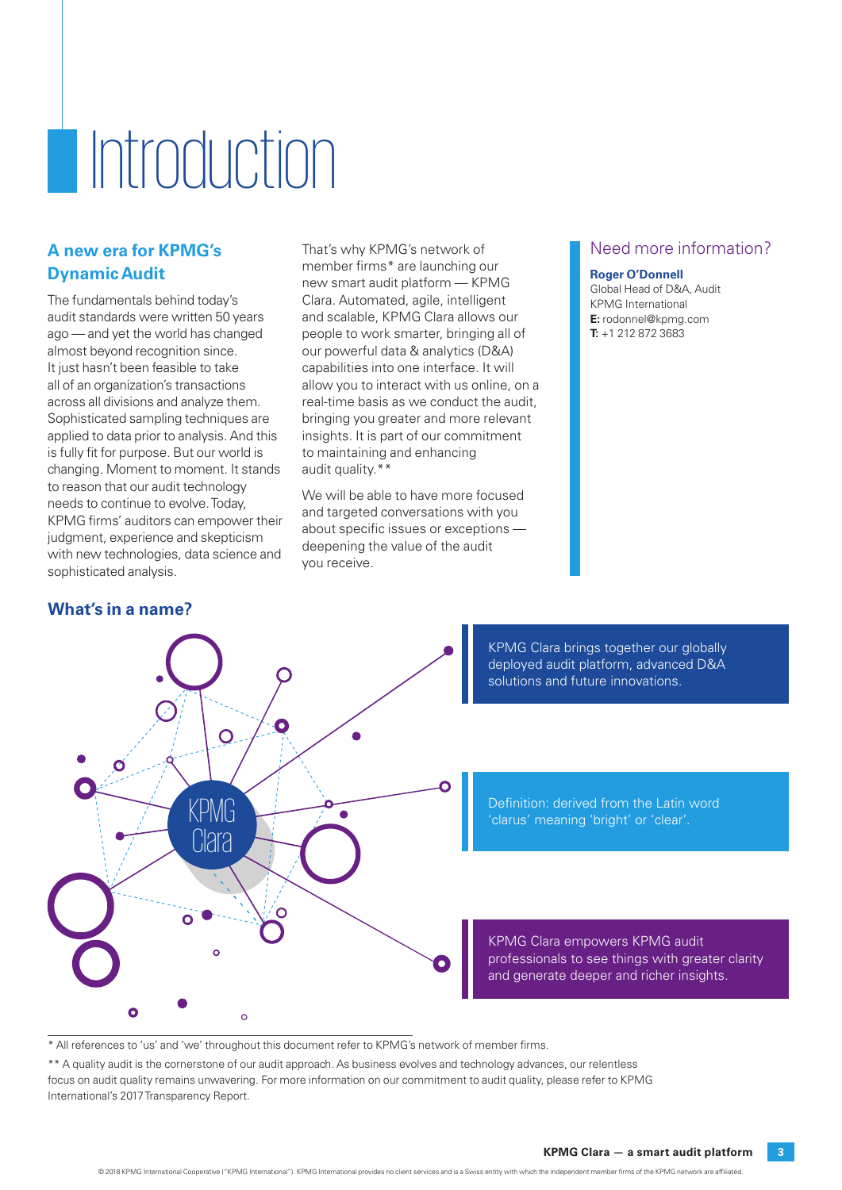# Introduction

## A new era for KPMG's Dynamic Audit

The fundamentals behind today's audit standards were written 50 years ago — and yet the world has changed almost beyond recognition since. It just hasn't been feasible to take all of an organization's transactions across all divisions and analyze them. Sophisticated sampling techniques are applied to data prior to analysis. And this is fully fit for purpose. But our world is changing. Moment to moment. It stands to reason that our audit technology needs to continue to evolve. Today, KPMG firms' auditors can empower their judgment, experience and skepticism with new technologies, data science and sophisticated analysis.

That's why KPMG's network of member firms* are launching our new smart audit platform — KPMG Clara. Automated, agile, intelligent and scalable, KPMG Clara allows our people to work smarter, bringing all of our powerful data & analytics (D&A) capabilities into one interface. It will allow you to interact with us online, on a real-time basis as we conduct the audit, bringing you greater and more relevant insights. It is part of our commitment to maintaining and enhancing audit quality.**

We will be able to have more focused and targeted conversations with you about specific issues or exceptions — deepening the value of the audit you receive.

### Need more information?

**Roger O'Donnell**
Global Head of D&A, Audit
KPMG International
**E:** rodonnel@kpmg.com
**T:** +1 212 872 3683

## What's in a name?

KPMG Clara

KPMG Clara brings together our globally deployed audit platform, advanced D&A solutions and future innovations.

Definition: derived from the Latin word 'clarus' meaning 'bright' or 'clear'.

KPMG Clara empowers KPMG audit professionals to see things with greater clarity and generate deeper and richer insights.

---

* All references to 'us' and 'we' throughout this document refer to KPMG's network of member firms.

** A quality audit is the cornerstone of our audit approach. As business evolves and technology advances, our relentless focus on audit quality remains unwavering. For more information on our commitment to audit quality, please refer to KPMG International's 2017 Transparency Report.

© 2018 KPMG International Cooperative ("KPMG International"). KPMG International provides no client services and is a Swiss entity with which the independent member firms of the KPMG network are affiliated.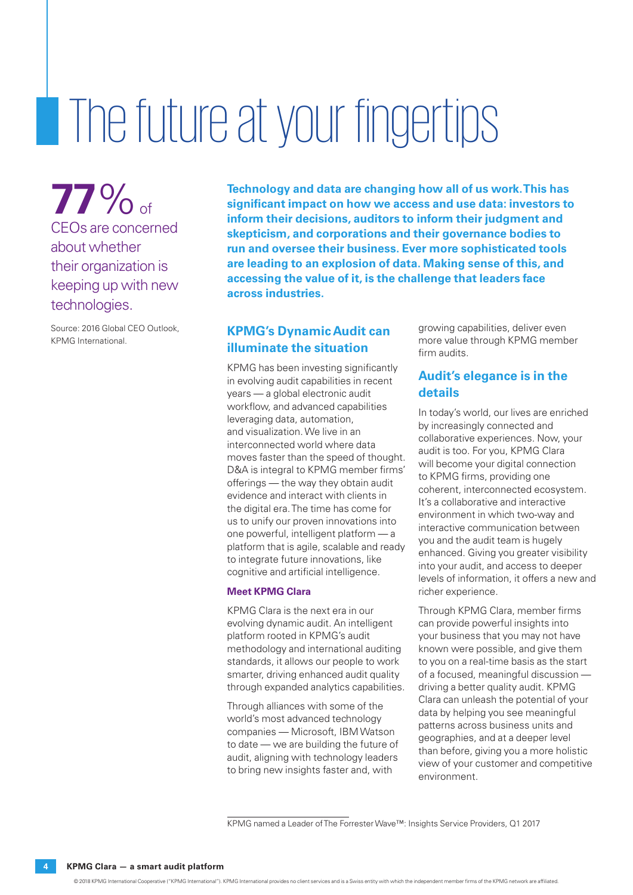# The future at your fingertips

**77%** of CEOs are concerned about whether their organization is keeping up with new technologies.

Source: 2016 Global CEO Outlook, KPMG International.

**Technology and data are changing how all of us work. This has significant impact on how we access and use data: investors to inform their decisions, auditors to inform their judgment and skepticism, and corporations and their governance bodies to run and oversee their business. Ever more sophisticated tools are leading to an explosion of data. Making sense of this, and accessing the value of it, is the challenge that leaders face across industries.**

## KPMG's Dynamic Audit can illuminate the situation

KPMG has been investing significantly in evolving audit capabilities in recent years — a global electronic audit workflow, and advanced capabilities leveraging data, automation, and visualization. We live in an interconnected world where data moves faster than the speed of thought. D&A is integral to KPMG member firms' offerings — the way they obtain audit evidence and interact with clients in the digital era. The time has come for us to unify our proven innovations into one powerful, intelligent platform — a platform that is agile, scalable and ready to integrate future innovations, like cognitive and artificial intelligence.

### Meet KPMG Clara

KPMG Clara is the next era in our evolving dynamic audit. An intelligent platform rooted in KPMG's audit methodology and international auditing standards, it allows our people to work smarter, driving enhanced audit quality through expanded analytics capabilities.

Through alliances with some of the world's most advanced technology companies — Microsoft, IBM Watson to date — we are building the future of audit, aligning with technology leaders to bring new insights faster and, with growing capabilities, deliver even more value through KPMG member firm audits.

## Audit's elegance is in the details

In today's world, our lives are enriched by increasingly connected and collaborative experiences. Now, your audit is too. For you, KPMG Clara will become your digital connection to KPMG firms, providing one coherent, interconnected ecosystem. It's a collaborative and interactive environment in which two-way and interactive communication between you and the audit team is hugely enhanced. Giving you greater visibility into your audit, and access to deeper levels of information, it offers a new and richer experience.

Through KPMG Clara, member firms can provide powerful insights into your business that you may not have known were possible, and give them to you on a real-time basis as the start of a focused, meaningful discussion — driving a better quality audit. KPMG Clara can unleash the potential of your data by helping you see meaningful patterns across business units and geographies, and at a deeper level than before, giving you a more holistic view of your customer and competitive environment.

---

KPMG named a Leader of The Forrester Wave™: Insights Service Providers, Q1 2017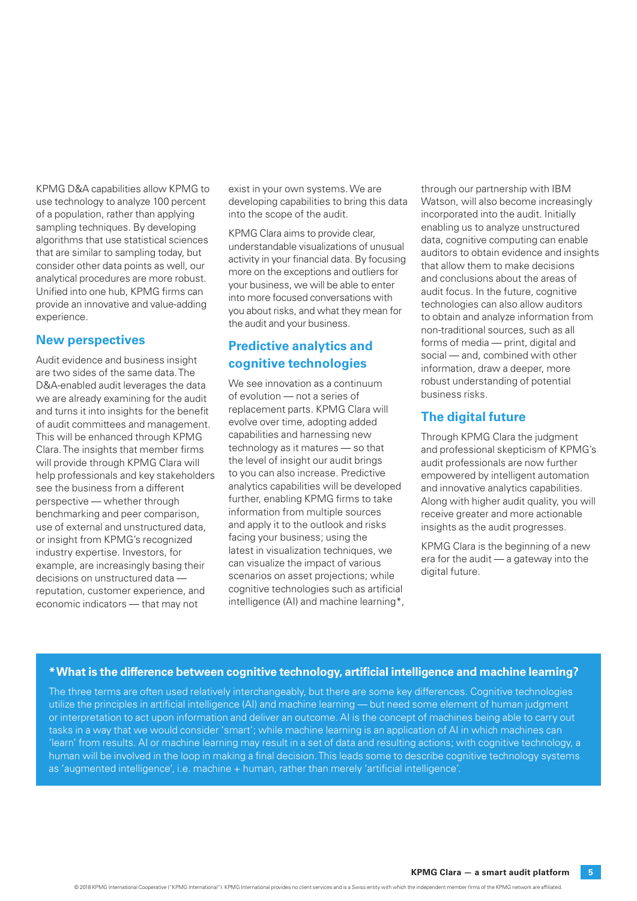KPMG D&A capabilities allow KPMG to use technology to analyze 100 percent of a population, rather than applying sampling techniques. By developing algorithms that use statistical sciences that are similar to sampling today, but consider other data points as well, our analytical procedures are more robust. Unified into one hub, KPMG firms can provide an innovative and value-adding experience.

## New perspectives

Audit evidence and business insight are two sides of the same data. The D&A-enabled audit leverages the data we are already examining for the audit and turns it into insights for the benefit of audit committees and management. This will be enhanced through KPMG Clara. The insights that member firms will provide through KPMG Clara will help professionals and key stakeholders see the business from a different perspective — whether through benchmarking and peer comparison, use of external and unstructured data, or insight from KPMG's recognized industry expertise. Investors, for example, are increasingly basing their decisions on unstructured data — reputation, customer experience, and economic indicators — that may not exist in your own systems. We are developing capabilities to bring this data into the scope of the audit.

KPMG Clara aims to provide clear, understandable visualizations of unusual activity in your financial data. By focusing more on the exceptions and outliers for your business, we will be able to enter into more focused conversations with you about risks, and what they mean for the audit and your business.

## Predictive analytics and cognitive technologies

We see innovation as a continuum of evolution — not a series of replacement parts. KPMG Clara will evolve over time, adopting added capabilities and harnessing new technology as it matures — so that the level of insight our audit brings to you can also increase. Predictive analytics capabilities will be developed further, enabling KPMG firms to take information from multiple sources and apply it to the outlook and risks facing your business; using the latest in visualization techniques, we can visualize the impact of various scenarios on asset projections; while cognitive technologies such as artificial intelligence (AI) and machine learning*, through our partnership with IBM Watson, will also become increasingly incorporated into the audit. Initially enabling us to analyze unstructured data, cognitive computing can enable auditors to obtain evidence and insights that allow them to make decisions and conclusions about the areas of audit focus. In the future, cognitive technologies can also allow auditors to obtain and analyze information from non-traditional sources, such as all forms of media — print, digital and social — and, combined with other information, draw a deeper, more robust understanding of potential business risks.

## The digital future

Through KPMG Clara the judgment and professional skepticism of KPMG's audit professionals are now further empowered by intelligent automation and innovative analytics capabilities. Along with higher audit quality, you will receive greater and more actionable insights as the audit progresses.

KPMG Clara is the beginning of a new era for the audit — a gateway into the digital future.

**\*What is the difference between cognitive technology, artificial intelligence and machine learning?**

The three terms are often used relatively interchangeably, but there are some key differences. Cognitive technologies utilize the principles in artificial intelligence (AI) and machine learning — but need some element of human judgment or interpretation to act upon information and deliver an outcome. AI is the concept of machines being able to carry out tasks in a way that we would consider 'smart'; while machine learning is an application of AI in which machines can 'learn' from results. AI or machine learning may result in a set of data and resulting actions; with cognitive technology, a human will be involved in the loop in making a final decision. This leads some to describe cognitive technology systems as 'augmented intelligence', i.e. machine + human, rather than merely 'artificial intelligence'.

© 2018 KPMG International Cooperative ("KPMG International"). KPMG International provides no client services and is a Swiss entity with which the independent member firms of the KPMG network are affiliated.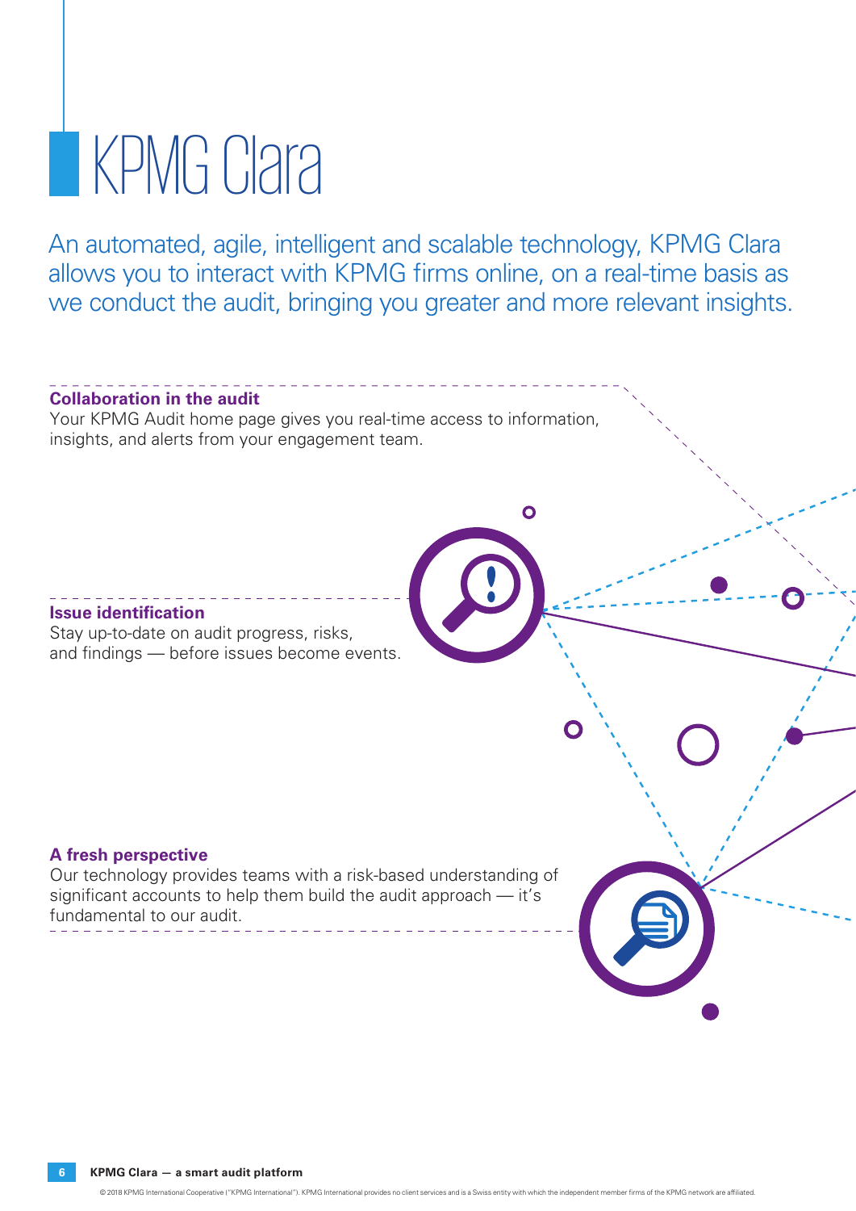# KPMG Clara

An automated, agile, intelligent and scalable technology, KPMG Clara allows you to interact with KPMG firms online, on a real-time basis as we conduct the audit, bringing you greater and more relevant insights.

**Collaboration in the audit**

Your KPMG Audit home page gives you real-time access to information, insights, and alerts from your engagement team.

**Issue identification**

Stay up-to-date on audit progress, risks, and findings — before issues become events.

**A fresh perspective**

Our technology provides teams with a risk-based understanding of significant accounts to help them build the audit approach — it's fundamental to our audit.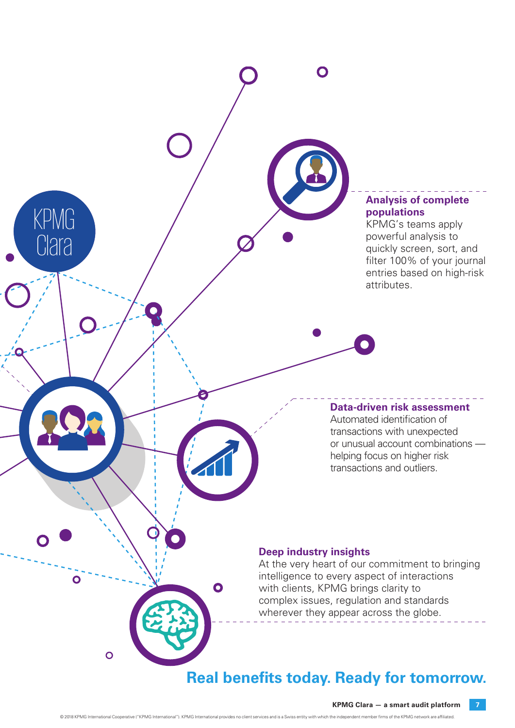KPMG Clara

### Analysis of complete populations

KPMG's teams apply powerful analysis to quickly screen, sort, and filter 100% of your journal entries based on high-risk attributes.

### Data-driven risk assessment

Automated identification of transactions with unexpected or unusual account combinations — helping focus on higher risk transactions and outliers.

### Deep industry insights

At the very heart of our commitment to bringing intelligence to every aspect of interactions with clients, KPMG brings clarity to complex issues, regulation and standards wherever they appear across the globe.

## Real benefits today. Ready for tomorrow.

© 2018 KPMG International Cooperative ("KPMG International"). KPMG International provides no client services and is a Swiss entity with which the independent member firms of the KPMG network are affiliated.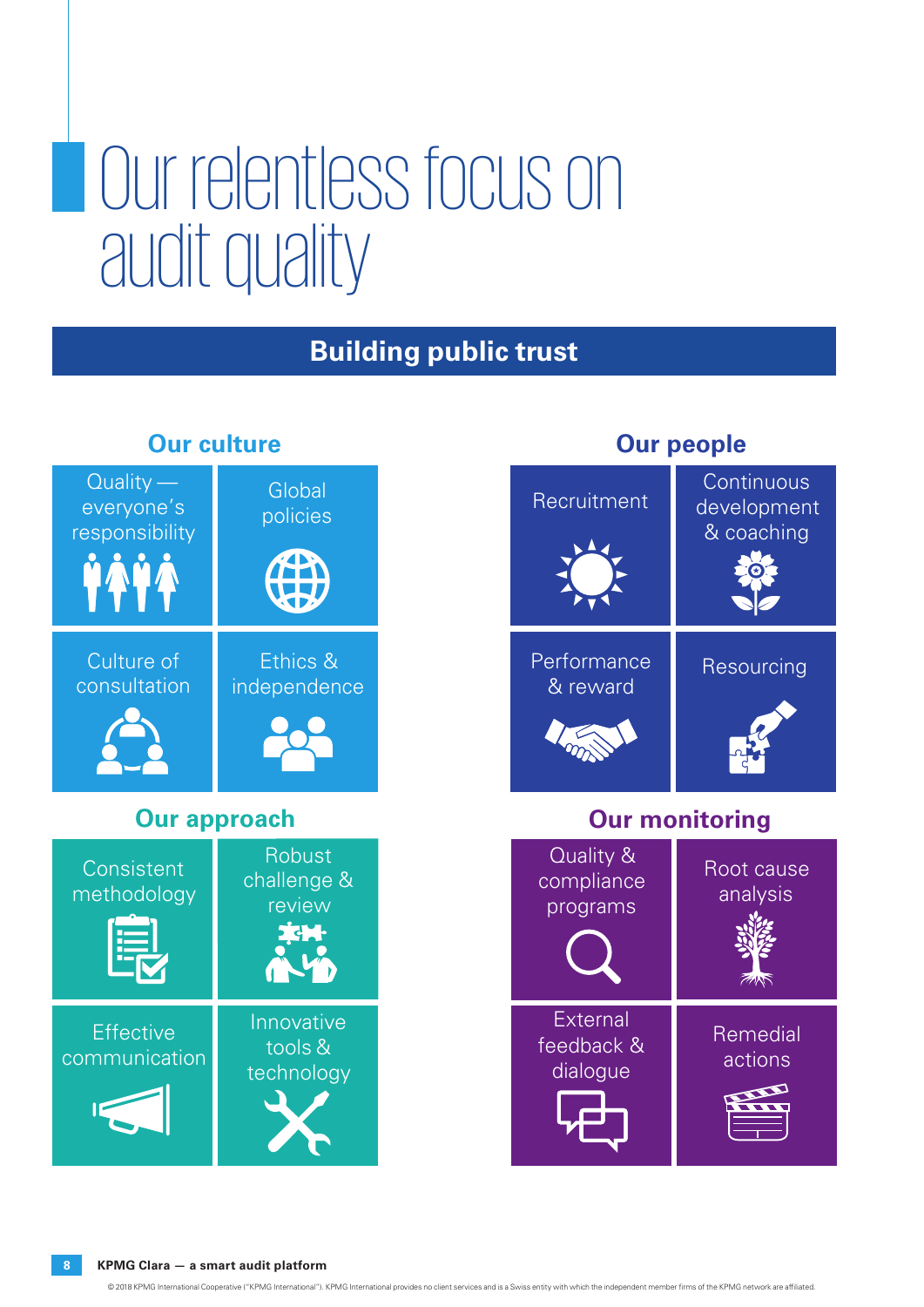# Our relentless focus on audit quality

## Building public trust

### Our culture

- Quality — everyone's responsibility
- Global policies
- Culture of consultation
- Ethics & independence

### Our people

- Recruitment
- Continuous development & coaching
- Performance & reward
- Resourcing

### Our approach

- Consistent methodology
- Robust challenge & review
- Effective communication
- Innovative tools & technology

### Our monitoring

- Quality & compliance programs
- Root cause analysis
- External feedback & dialogue
- Remedial actions

© 2018 KPMG International Cooperative ("KPMG International"). KPMG International provides no client services and is a Swiss entity with which the independent member firms of the KPMG network are affiliated.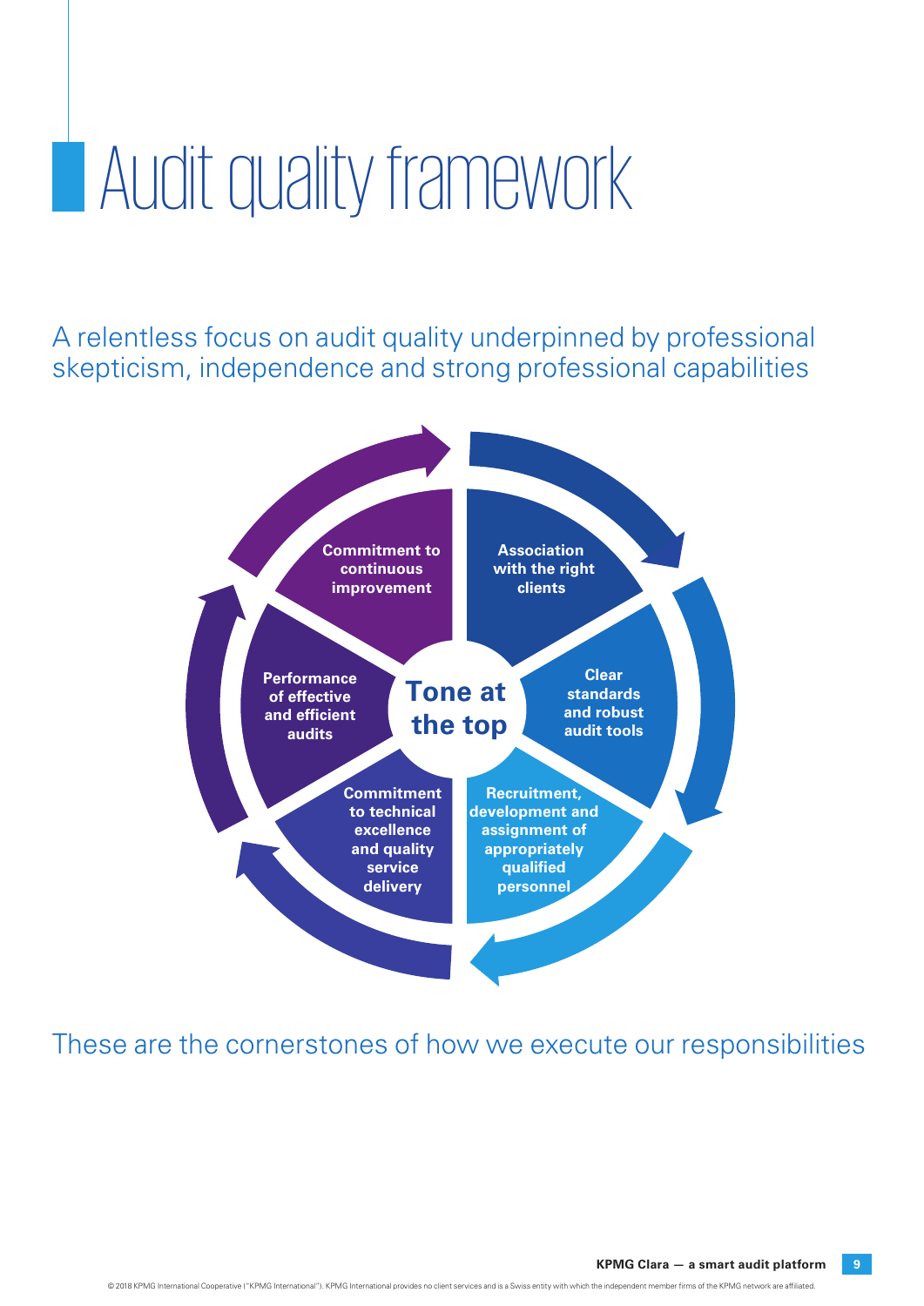# Audit quality framework

## A relentless focus on audit quality underpinned by professional skepticism, independence and strong professional capabilities

**Tone at the top**

- **Association with the right clients**
- **Clear standards and robust audit tools**
- **Recruitment, development and assignment of appropriately qualified personnel**
- **Commitment to technical excellence and quality service delivery**
- **Performance of effective and efficient audits**
- **Commitment to continuous improvement**

These are the cornerstones of how we execute our responsibilities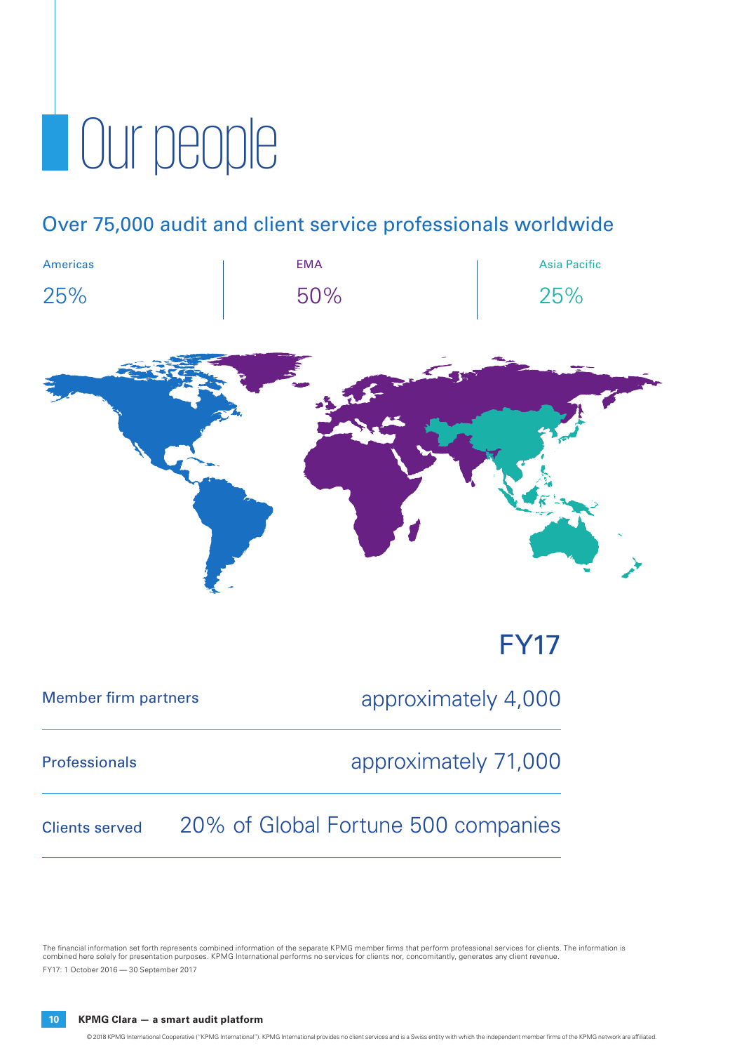# Our people

## Over 75,000 audit and client service professionals worldwide

| Americas | EMA | Asia Pacific |
| --- | --- | --- |
| 25% | 50% | 25% |

| | FY17 |
| --- | --- |
| Member firm partners | approximately 4,000 |
| Professionals | approximately 71,000 |
| Clients served | 20% of Global Fortune 500 companies |

The financial information set forth represents combined information of the separate KPMG member firms that perform professional services for clients. The information is combined here solely for presentation purposes. KPMG International performs no services for clients nor, concomitantly, generates any client revenue.

FY17: 1 October 2016 — 30 September 2017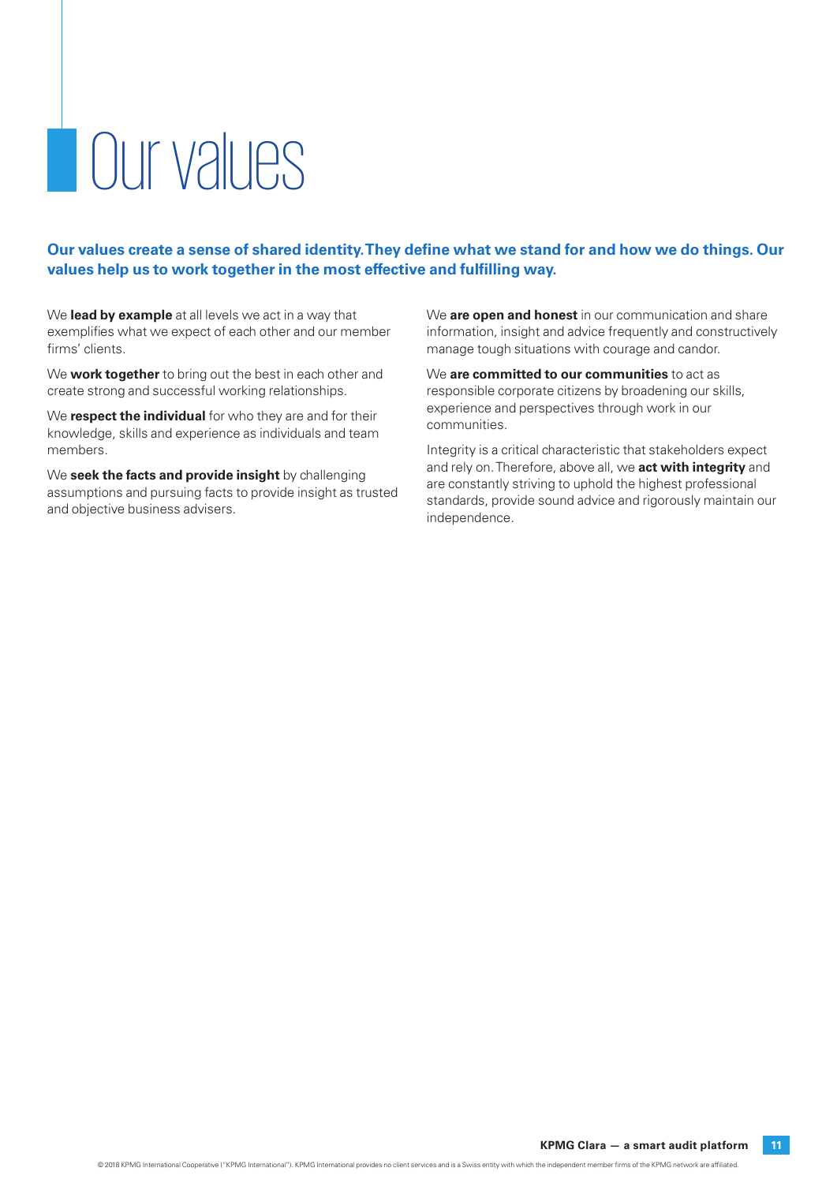# Our values

**Our values create a sense of shared identity. They define what we stand for and how we do things. Our values help us to work together in the most effective and fulfilling way.**

We **lead by example** at all levels we act in a way that exemplifies what we expect of each other and our member firms' clients.

We **work together** to bring out the best in each other and create strong and successful working relationships.

We **respect the individual** for who they are and for their knowledge, skills and experience as individuals and team members.

We **seek the facts and provide insight** by challenging assumptions and pursuing facts to provide insight as trusted and objective business advisers.

We **are open and honest** in our communication and share information, insight and advice frequently and constructively manage tough situations with courage and candor.

We **are committed to our communities** to act as responsible corporate citizens by broadening our skills, experience and perspectives through work in our communities.

Integrity is a critical characteristic that stakeholders expect and rely on. Therefore, above all, we **act with integrity** and are constantly striving to uphold the highest professional standards, provide sound advice and rigorously maintain our independence.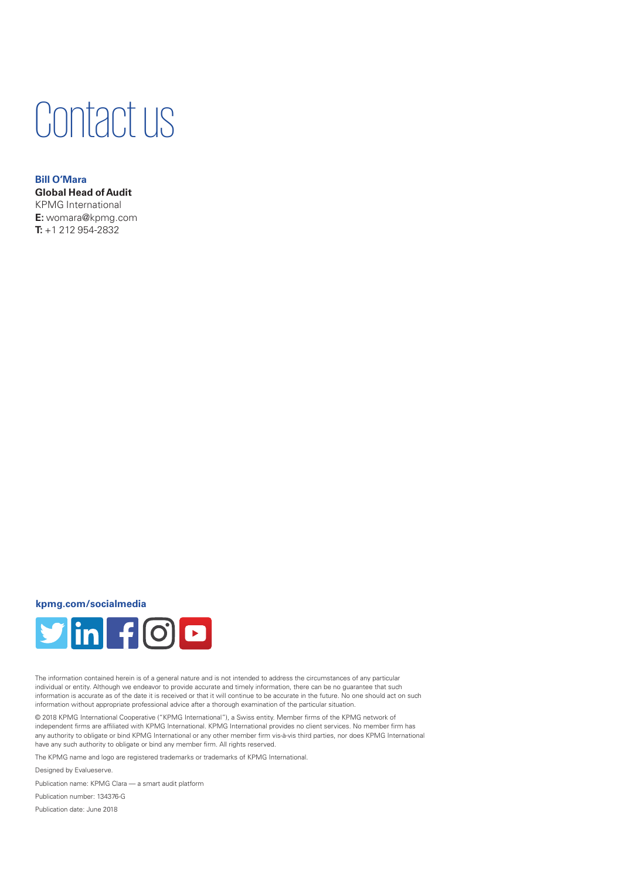# Contact us

**Bill O'Mara**
**Global Head of Audit**
KPMG International
**E:** womara@kpmg.com
**T:** +1 212 954-2832

**kpmg.com/socialmedia**

The information contained herein is of a general nature and is not intended to address the circumstances of any particular individual or entity. Although we endeavor to provide accurate and timely information, there can be no guarantee that such information is accurate as of the date it is received or that it will continue to be accurate in the future. No one should act on such information without appropriate professional advice after a thorough examination of the particular situation.

© 2018 KPMG International Cooperative ("KPMG International"), a Swiss entity. Member firms of the KPMG network of independent firms are affiliated with KPMG International. KPMG International provides no client services. No member firm has any authority to obligate or bind KPMG International or any other member firm vis-à-vis third parties, nor does KPMG International have any such authority to obligate or bind any member firm. All rights reserved.

The KPMG name and logo are registered trademarks or trademarks of KPMG International.

Designed by Evalueserve.

Publication name: KPMG Clara — a smart audit platform

Publication number: 134376-G

Publication date: June 2018